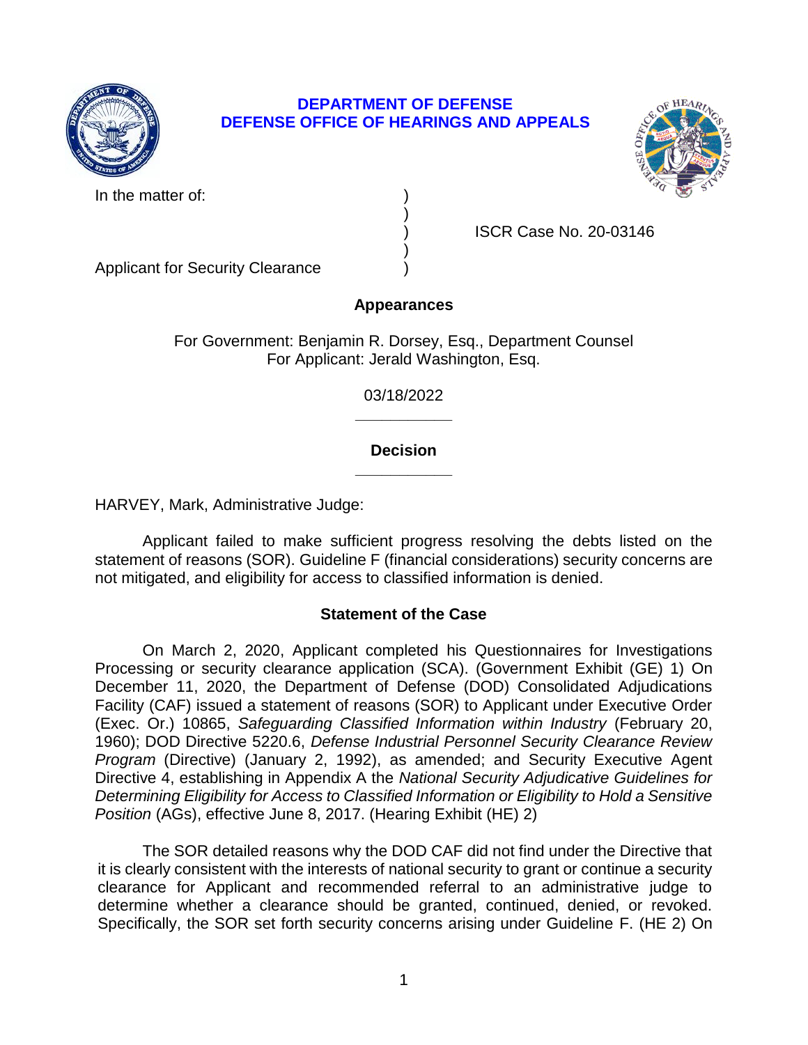**DEPARTMENT OF DEFENSE**
**DEFENSE OFFICE OF HEARINGS AND APPEALS**

| | | |
|---|---|---|
| In the matter of: | ) | |
| | ) | |
| | ) | ISCR Case No. 20-03146 |
| | ) | |
| Applicant for Security Clearance | ) | |

## Appearances

For Government: Benjamin R. Dorsey, Esq., Department Counsel
For Applicant: Jerald Washington, Esq.

03/18/2022

______________

## Decision

______________

HARVEY, Mark, Administrative Judge:

Applicant failed to make sufficient progress resolving the debts listed on the statement of reasons (SOR). Guideline F (financial considerations) security concerns are not mitigated, and eligibility for access to classified information is denied.

## Statement of the Case

On March 2, 2020, Applicant completed his Questionnaires for Investigations Processing or security clearance application (SCA). (Government Exhibit (GE) 1) On December 11, 2020, the Department of Defense (DOD) Consolidated Adjudications Facility (CAF) issued a statement of reasons (SOR) to Applicant under Executive Order (Exec. Or.) 10865, *Safeguarding Classified Information within Industry* (February 20, 1960); DOD Directive 5220.6, *Defense Industrial Personnel Security Clearance Review Program* (Directive) (January 2, 1992), as amended; and Security Executive Agent Directive 4, establishing in Appendix A the *National Security Adjudicative Guidelines for Determining Eligibility for Access to Classified Information or Eligibility to Hold a Sensitive Position* (AGs), effective June 8, 2017. (Hearing Exhibit (HE) 2)

The SOR detailed reasons why the DOD CAF did not find under the Directive that it is clearly consistent with the interests of national security to grant or continue a security clearance for Applicant and recommended referral to an administrative judge to determine whether a clearance should be granted, continued, denied, or revoked. Specifically, the SOR set forth security concerns arising under Guideline F. (HE 2) On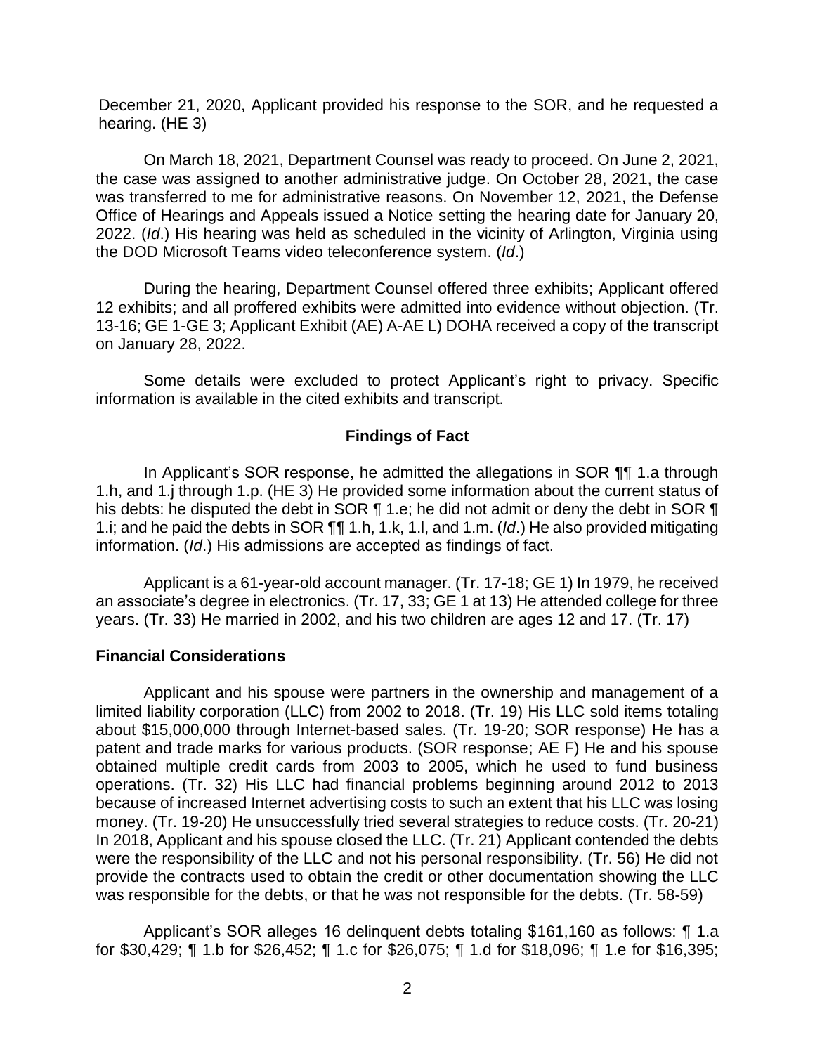December 21, 2020, Applicant provided his response to the SOR, and he requested a hearing. (HE 3)

On March 18, 2021, Department Counsel was ready to proceed. On June 2, 2021, the case was assigned to another administrative judge. On October 28, 2021, the case was transferred to me for administrative reasons. On November 12, 2021, the Defense Office of Hearings and Appeals issued a Notice setting the hearing date for January 20, 2022. (*Id*.) His hearing was held as scheduled in the vicinity of Arlington, Virginia using the DOD Microsoft Teams video teleconference system. (*Id*.)

During the hearing, Department Counsel offered three exhibits; Applicant offered 12 exhibits; and all proffered exhibits were admitted into evidence without objection. (Tr. 13-16; GE 1-GE 3; Applicant Exhibit (AE) A-AE L) DOHA received a copy of the transcript on January 28, 2022.

Some details were excluded to protect Applicant's right to privacy. Specific information is available in the cited exhibits and transcript.

## Findings of Fact

In Applicant's SOR response, he admitted the allegations in SOR ¶¶ 1.a through 1.h, and 1.j through 1.p. (HE 3) He provided some information about the current status of his debts: he disputed the debt in SOR ¶ 1.e; he did not admit or deny the debt in SOR ¶ 1.i; and he paid the debts in SOR ¶¶ 1.h, 1.k, 1.l, and 1.m. (*Id*.) He also provided mitigating information. (*Id*.) His admissions are accepted as findings of fact.

Applicant is a 61-year-old account manager. (Tr. 17-18; GE 1) In 1979, he received an associate's degree in electronics. (Tr. 17, 33; GE 1 at 13) He attended college for three years. (Tr. 33) He married in 2002, and his two children are ages 12 and 17. (Tr. 17)

### Financial Considerations

Applicant and his spouse were partners in the ownership and management of a limited liability corporation (LLC) from 2002 to 2018. (Tr. 19) His LLC sold items totaling about $15,000,000 through Internet-based sales. (Tr. 19-20; SOR response) He has a patent and trade marks for various products. (SOR response; AE F) He and his spouse obtained multiple credit cards from 2003 to 2005, which he used to fund business operations. (Tr. 32) His LLC had financial problems beginning around 2012 to 2013 because of increased Internet advertising costs to such an extent that his LLC was losing money. (Tr. 19-20) He unsuccessfully tried several strategies to reduce costs. (Tr. 20-21) In 2018, Applicant and his spouse closed the LLC. (Tr. 21) Applicant contended the debts were the responsibility of the LLC and not his personal responsibility. (Tr. 56) He did not provide the contracts used to obtain the credit or other documentation showing the LLC was responsible for the debts, or that he was not responsible for the debts. (Tr. 58-59)

Applicant's SOR alleges 16 delinquent debts totaling $161,160 as follows: ¶ 1.a for $30,429; ¶ 1.b for $26,452; ¶ 1.c for $26,075; ¶ 1.d for $18,096; ¶ 1.e for $16,395;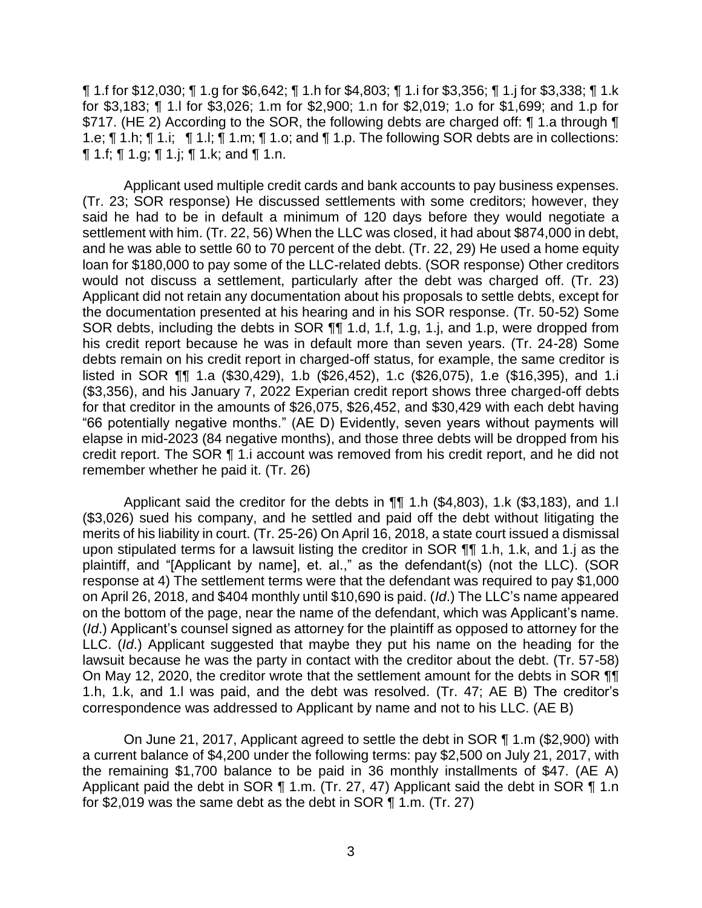¶ 1.f for $12,030; ¶ 1.g for $6,642; ¶ 1.h for $4,803; ¶ 1.i for $3,356; ¶ 1.j for $3,338; ¶ 1.k for $3,183; ¶ 1.l for $3,026; 1.m for $2,900; 1.n for $2,019; 1.o for $1,699; and 1.p for $717. (HE 2) According to the SOR, the following debts are charged off: ¶ 1.a through ¶ 1.e; ¶ 1.h; ¶ 1.i; ¶ 1.l; ¶ 1.m; ¶ 1.o; and ¶ 1.p. The following SOR debts are in collections: ¶ 1.f; ¶ 1.g; ¶ 1.j; ¶ 1.k; and ¶ 1.n.

Applicant used multiple credit cards and bank accounts to pay business expenses. (Tr. 23; SOR response) He discussed settlements with some creditors; however, they said he had to be in default a minimum of 120 days before they would negotiate a settlement with him. (Tr. 22, 56) When the LLC was closed, it had about $874,000 in debt, and he was able to settle 60 to 70 percent of the debt. (Tr. 22, 29) He used a home equity loan for $180,000 to pay some of the LLC-related debts. (SOR response) Other creditors would not discuss a settlement, particularly after the debt was charged off. (Tr. 23) Applicant did not retain any documentation about his proposals to settle debts, except for the documentation presented at his hearing and in his SOR response. (Tr. 50-52) Some SOR debts, including the debts in SOR ¶¶ 1.d, 1.f, 1.g, 1.j, and 1.p, were dropped from his credit report because he was in default more than seven years. (Tr. 24-28) Some debts remain on his credit report in charged-off status, for example, the same creditor is listed in SOR ¶¶ 1.a ($30,429), 1.b ($26,452), 1.c ($26,075), 1.e ($16,395), and 1.i ($3,356), and his January 7, 2022 Experian credit report shows three charged-off debts for that creditor in the amounts of $26,075, $26,452, and $30,429 with each debt having "66 potentially negative months." (AE D) Evidently, seven years without payments will elapse in mid-2023 (84 negative months), and those three debts will be dropped from his credit report. The SOR ¶ 1.i account was removed from his credit report, and he did not remember whether he paid it. (Tr. 26)

Applicant said the creditor for the debts in ¶¶ 1.h ($4,803), 1.k ($3,183), and 1.l ($3,026) sued his company, and he settled and paid off the debt without litigating the merits of his liability in court. (Tr. 25-26) On April 16, 2018, a state court issued a dismissal upon stipulated terms for a lawsuit listing the creditor in SOR ¶¶ 1.h, 1.k, and 1.j as the plaintiff, and "[Applicant by name], et. al.," as the defendant(s) (not the LLC). (SOR response at 4) The settlement terms were that the defendant was required to pay $1,000 on April 26, 2018, and $404 monthly until $10,690 is paid. (*Id*.) The LLC's name appeared on the bottom of the page, near the name of the defendant, which was Applicant's name. (*Id*.) Applicant's counsel signed as attorney for the plaintiff as opposed to attorney for the LLC. (*Id*.) Applicant suggested that maybe they put his name on the heading for the lawsuit because he was the party in contact with the creditor about the debt. (Tr. 57-58) On May 12, 2020, the creditor wrote that the settlement amount for the debts in SOR ¶¶ 1.h, 1.k, and 1.l was paid, and the debt was resolved. (Tr. 47; AE B) The creditor's correspondence was addressed to Applicant by name and not to his LLC. (AE B)

On June 21, 2017, Applicant agreed to settle the debt in SOR ¶ 1.m ($2,900) with a current balance of $4,200 under the following terms: pay $2,500 on July 21, 2017, with the remaining $1,700 balance to be paid in 36 monthly installments of $47. (AE A) Applicant paid the debt in SOR ¶ 1.m. (Tr. 27, 47) Applicant said the debt in SOR ¶ 1.n for $2,019 was the same debt as the debt in SOR ¶ 1.m. (Tr. 27)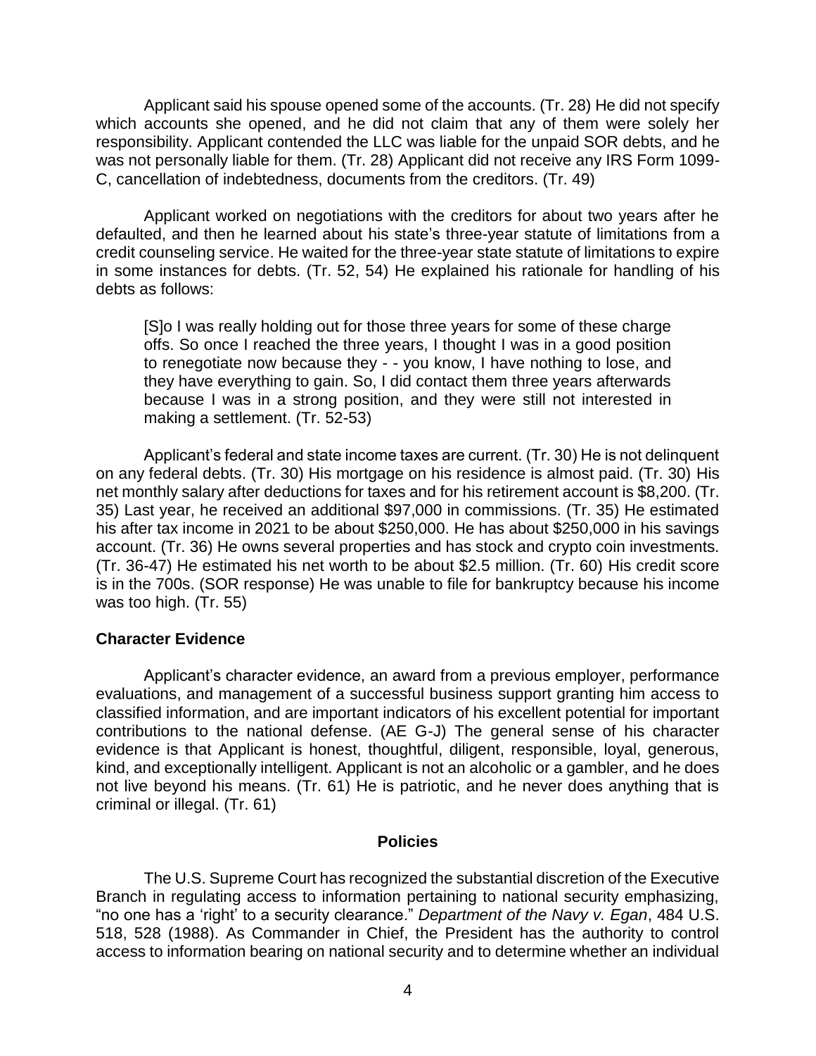Applicant said his spouse opened some of the accounts. (Tr. 28) He did not specify which accounts she opened, and he did not claim that any of them were solely her responsibility. Applicant contended the LLC was liable for the unpaid SOR debts, and he was not personally liable for them. (Tr. 28) Applicant did not receive any IRS Form 1099-C, cancellation of indebtedness, documents from the creditors. (Tr. 49)

Applicant worked on negotiations with the creditors for about two years after he defaulted, and then he learned about his state's three-year statute of limitations from a credit counseling service. He waited for the three-year state statute of limitations to expire in some instances for debts. (Tr. 52, 54) He explained his rationale for handling of his debts as follows:

> [S]o I was really holding out for those three years for some of these charge offs. So once I reached the three years, I thought I was in a good position to renegotiate now because they - - you know, I have nothing to lose, and they have everything to gain. So, I did contact them three years afterwards because I was in a strong position, and they were still not interested in making a settlement. (Tr. 52-53)

Applicant's federal and state income taxes are current. (Tr. 30) He is not delinquent on any federal debts. (Tr. 30) His mortgage on his residence is almost paid. (Tr. 30) His net monthly salary after deductions for taxes and for his retirement account is $8,200. (Tr. 35) Last year, he received an additional $97,000 in commissions. (Tr. 35) He estimated his after tax income in 2021 to be about $250,000. He has about $250,000 in his savings account. (Tr. 36) He owns several properties and has stock and crypto coin investments. (Tr. 36-47) He estimated his net worth to be about $2.5 million. (Tr. 60) His credit score is in the 700s. (SOR response) He was unable to file for bankruptcy because his income was too high. (Tr. 55)

### Character Evidence

Applicant's character evidence, an award from a previous employer, performance evaluations, and management of a successful business support granting him access to classified information, and are important indicators of his excellent potential for important contributions to the national defense. (AE G-J) The general sense of his character evidence is that Applicant is honest, thoughtful, diligent, responsible, loyal, generous, kind, and exceptionally intelligent. Applicant is not an alcoholic or a gambler, and he does not live beyond his means. (Tr. 61) He is patriotic, and he never does anything that is criminal or illegal. (Tr. 61)

## Policies

The U.S. Supreme Court has recognized the substantial discretion of the Executive Branch in regulating access to information pertaining to national security emphasizing, "no one has a 'right' to a security clearance." *Department of the Navy v. Egan*, 484 U.S. 518, 528 (1988). As Commander in Chief, the President has the authority to control access to information bearing on national security and to determine whether an individual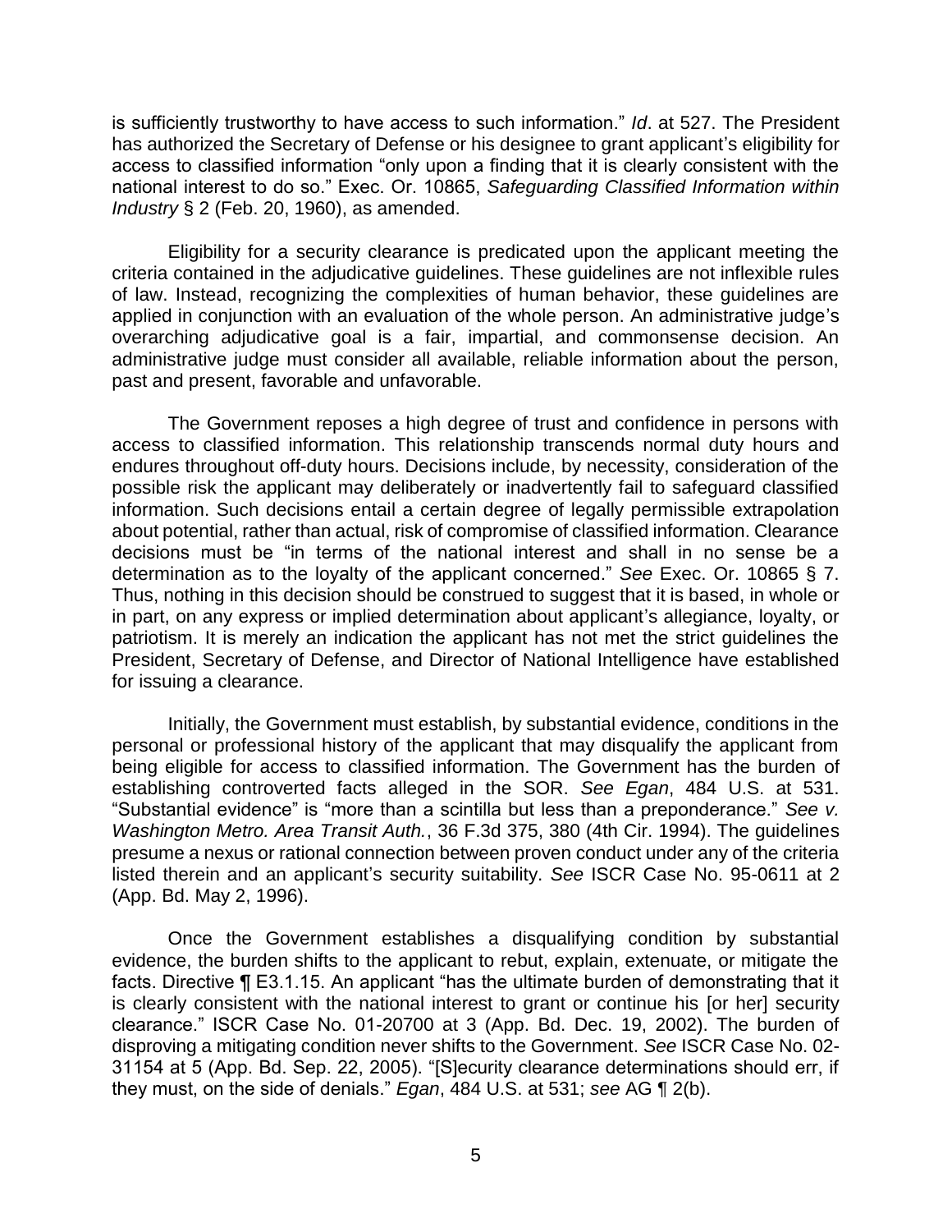is sufficiently trustworthy to have access to such information." *Id*. at 527. The President has authorized the Secretary of Defense or his designee to grant applicant's eligibility for access to classified information "only upon a finding that it is clearly consistent with the national interest to do so." Exec. Or. 10865, *Safeguarding Classified Information within Industry* § 2 (Feb. 20, 1960), as amended.

Eligibility for a security clearance is predicated upon the applicant meeting the criteria contained in the adjudicative guidelines. These guidelines are not inflexible rules of law. Instead, recognizing the complexities of human behavior, these guidelines are applied in conjunction with an evaluation of the whole person. An administrative judge's overarching adjudicative goal is a fair, impartial, and commonsense decision. An administrative judge must consider all available, reliable information about the person, past and present, favorable and unfavorable.

The Government reposes a high degree of trust and confidence in persons with access to classified information. This relationship transcends normal duty hours and endures throughout off-duty hours. Decisions include, by necessity, consideration of the possible risk the applicant may deliberately or inadvertently fail to safeguard classified information. Such decisions entail a certain degree of legally permissible extrapolation about potential, rather than actual, risk of compromise of classified information. Clearance decisions must be "in terms of the national interest and shall in no sense be a determination as to the loyalty of the applicant concerned." *See* Exec. Or. 10865 § 7. Thus, nothing in this decision should be construed to suggest that it is based, in whole or in part, on any express or implied determination about applicant's allegiance, loyalty, or patriotism. It is merely an indication the applicant has not met the strict guidelines the President, Secretary of Defense, and Director of National Intelligence have established for issuing a clearance.

Initially, the Government must establish, by substantial evidence, conditions in the personal or professional history of the applicant that may disqualify the applicant from being eligible for access to classified information. The Government has the burden of establishing controverted facts alleged in the SOR. *See Egan*, 484 U.S. at 531. "Substantial evidence" is "more than a scintilla but less than a preponderance." *See v. Washington Metro. Area Transit Auth.*, 36 F.3d 375, 380 (4th Cir. 1994). The guidelines presume a nexus or rational connection between proven conduct under any of the criteria listed therein and an applicant's security suitability. *See* ISCR Case No. 95-0611 at 2 (App. Bd. May 2, 1996).

Once the Government establishes a disqualifying condition by substantial evidence, the burden shifts to the applicant to rebut, explain, extenuate, or mitigate the facts. Directive ¶ E3.1.15. An applicant "has the ultimate burden of demonstrating that it is clearly consistent with the national interest to grant or continue his [or her] security clearance." ISCR Case No. 01-20700 at 3 (App. Bd. Dec. 19, 2002). The burden of disproving a mitigating condition never shifts to the Government. *See* ISCR Case No. 02-31154 at 5 (App. Bd. Sep. 22, 2005). "[S]ecurity clearance determinations should err, if they must, on the side of denials." *Egan*, 484 U.S. at 531; *see* AG ¶ 2(b).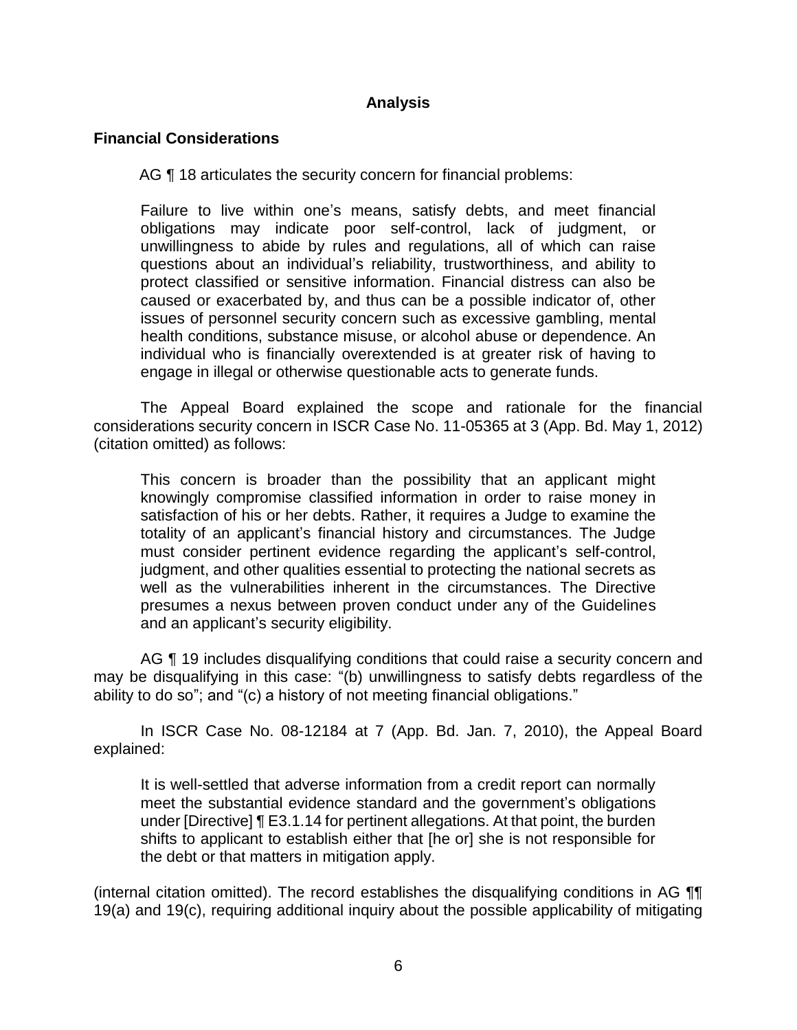## Analysis

### Financial Considerations

AG ¶ 18 articulates the security concern for financial problems:

> Failure to live within one's means, satisfy debts, and meet financial obligations may indicate poor self-control, lack of judgment, or unwillingness to abide by rules and regulations, all of which can raise questions about an individual's reliability, trustworthiness, and ability to protect classified or sensitive information. Financial distress can also be caused or exacerbated by, and thus can be a possible indicator of, other issues of personnel security concern such as excessive gambling, mental health conditions, substance misuse, or alcohol abuse or dependence. An individual who is financially overextended is at greater risk of having to engage in illegal or otherwise questionable acts to generate funds.

The Appeal Board explained the scope and rationale for the financial considerations security concern in ISCR Case No. 11-05365 at 3 (App. Bd. May 1, 2012) (citation omitted) as follows:

> This concern is broader than the possibility that an applicant might knowingly compromise classified information in order to raise money in satisfaction of his or her debts. Rather, it requires a Judge to examine the totality of an applicant's financial history and circumstances. The Judge must consider pertinent evidence regarding the applicant's self-control, judgment, and other qualities essential to protecting the national secrets as well as the vulnerabilities inherent in the circumstances. The Directive presumes a nexus between proven conduct under any of the Guidelines and an applicant's security eligibility.

AG ¶ 19 includes disqualifying conditions that could raise a security concern and may be disqualifying in this case: "(b) unwillingness to satisfy debts regardless of the ability to do so"; and "(c) a history of not meeting financial obligations."

In ISCR Case No. 08-12184 at 7 (App. Bd. Jan. 7, 2010), the Appeal Board explained:

> It is well-settled that adverse information from a credit report can normally meet the substantial evidence standard and the government's obligations under [Directive] ¶ E3.1.14 for pertinent allegations. At that point, the burden shifts to applicant to establish either that [he or] she is not responsible for the debt or that matters in mitigation apply.

(internal citation omitted). The record establishes the disqualifying conditions in AG ¶¶ 19(a) and 19(c), requiring additional inquiry about the possible applicability of mitigating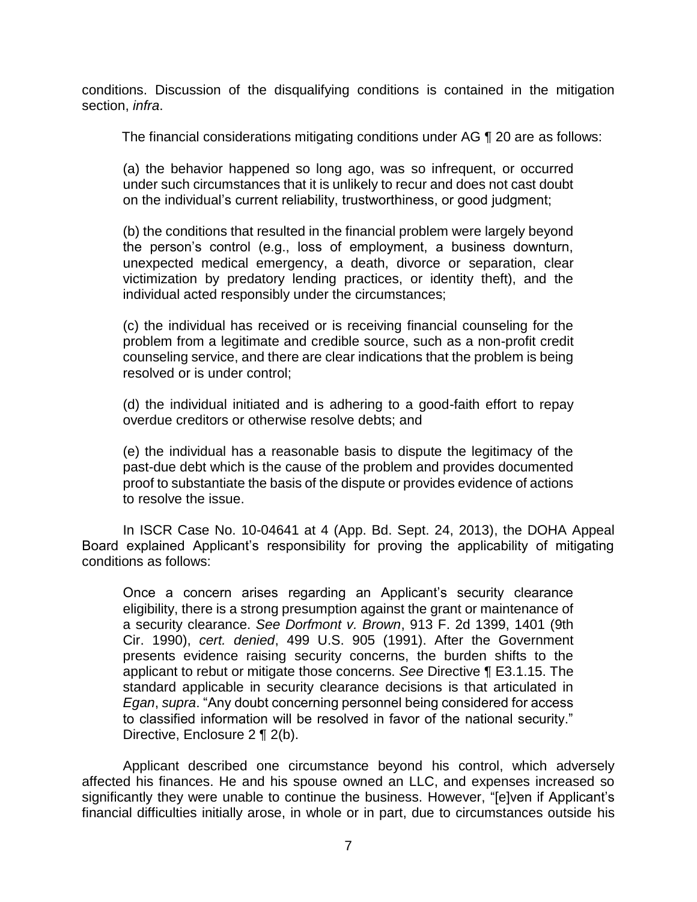conditions. Discussion of the disqualifying conditions is contained in the mitigation section, *infra*.

The financial considerations mitigating conditions under AG ¶ 20 are as follows:

> (a) the behavior happened so long ago, was so infrequent, or occurred under such circumstances that it is unlikely to recur and does not cast doubt on the individual's current reliability, trustworthiness, or good judgment;
>
> (b) the conditions that resulted in the financial problem were largely beyond the person's control (e.g., loss of employment, a business downturn, unexpected medical emergency, a death, divorce or separation, clear victimization by predatory lending practices, or identity theft), and the individual acted responsibly under the circumstances;
>
> (c) the individual has received or is receiving financial counseling for the problem from a legitimate and credible source, such as a non-profit credit counseling service, and there are clear indications that the problem is being resolved or is under control;
>
> (d) the individual initiated and is adhering to a good-faith effort to repay overdue creditors or otherwise resolve debts; and
>
> (e) the individual has a reasonable basis to dispute the legitimacy of the past-due debt which is the cause of the problem and provides documented proof to substantiate the basis of the dispute or provides evidence of actions to resolve the issue.

In ISCR Case No. 10-04641 at 4 (App. Bd. Sept. 24, 2013), the DOHA Appeal Board explained Applicant's responsibility for proving the applicability of mitigating conditions as follows:

> Once a concern arises regarding an Applicant's security clearance eligibility, there is a strong presumption against the grant or maintenance of a security clearance. *See Dorfmont v. Brown*, 913 F. 2d 1399, 1401 (9th Cir. 1990), *cert. denied*, 499 U.S. 905 (1991). After the Government presents evidence raising security concerns, the burden shifts to the applicant to rebut or mitigate those concerns. *See* Directive ¶ E3.1.15. The standard applicable in security clearance decisions is that articulated in *Egan*, *supra*. "Any doubt concerning personnel being considered for access to classified information will be resolved in favor of the national security." Directive, Enclosure 2 ¶ 2(b).

Applicant described one circumstance beyond his control, which adversely affected his finances. He and his spouse owned an LLC, and expenses increased so significantly they were unable to continue the business. However, "[e]ven if Applicant's financial difficulties initially arose, in whole or in part, due to circumstances outside his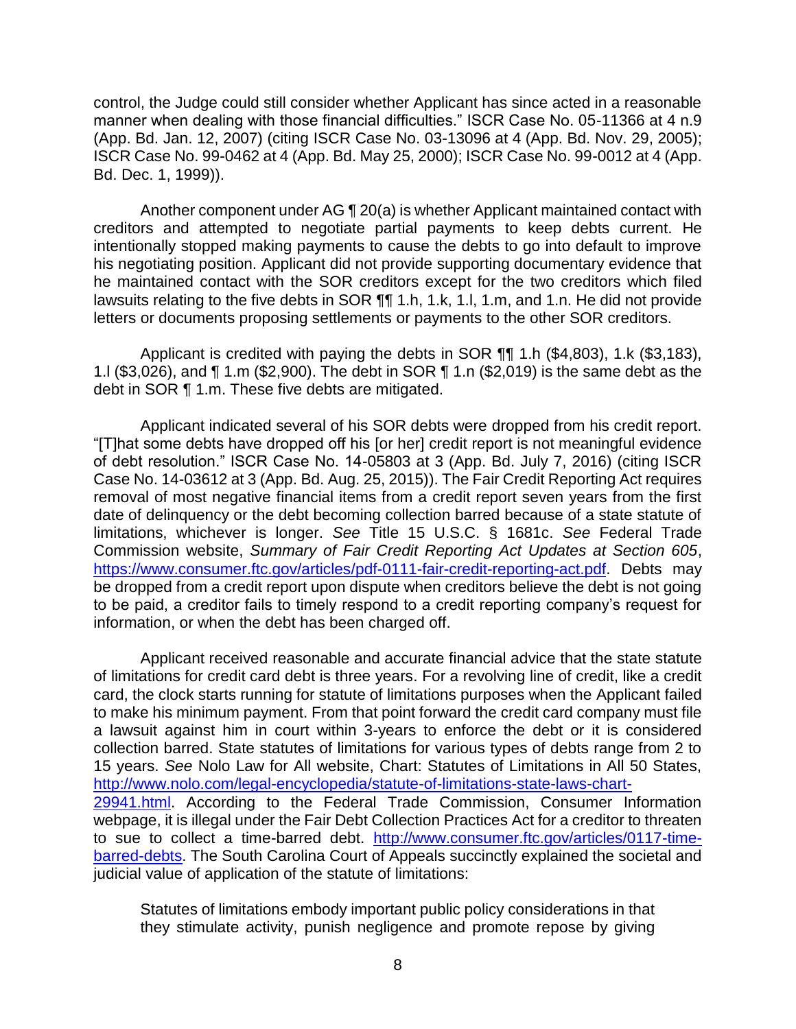control, the Judge could still consider whether Applicant has since acted in a reasonable manner when dealing with those financial difficulties." ISCR Case No. 05-11366 at 4 n.9 (App. Bd. Jan. 12, 2007) (citing ISCR Case No. 03-13096 at 4 (App. Bd. Nov. 29, 2005); ISCR Case No. 99-0462 at 4 (App. Bd. May 25, 2000); ISCR Case No. 99-0012 at 4 (App. Bd. Dec. 1, 1999)).

Another component under AG ¶ 20(a) is whether Applicant maintained contact with creditors and attempted to negotiate partial payments to keep debts current. He intentionally stopped making payments to cause the debts to go into default to improve his negotiating position. Applicant did not provide supporting documentary evidence that he maintained contact with the SOR creditors except for the two creditors which filed lawsuits relating to the five debts in SOR ¶¶ 1.h, 1.k, 1.l, 1.m, and 1.n. He did not provide letters or documents proposing settlements or payments to the other SOR creditors.

Applicant is credited with paying the debts in SOR ¶¶ 1.h ($4,803), 1.k ($3,183), 1.l ($3,026), and ¶ 1.m ($2,900). The debt in SOR ¶ 1.n ($2,019) is the same debt as the debt in SOR ¶ 1.m. These five debts are mitigated.

Applicant indicated several of his SOR debts were dropped from his credit report. "[T]hat some debts have dropped off his [or her] credit report is not meaningful evidence of debt resolution." ISCR Case No. 14-05803 at 3 (App. Bd. July 7, 2016) (citing ISCR Case No. 14-03612 at 3 (App. Bd. Aug. 25, 2015)). The Fair Credit Reporting Act requires removal of most negative financial items from a credit report seven years from the first date of delinquency or the debt becoming collection barred because of a state statute of limitations, whichever is longer. *See* Title 15 U.S.C. § 1681c. *See* Federal Trade Commission website, *Summary of Fair Credit Reporting Act Updates at Section 605*, https://www.consumer.ftc.gov/articles/pdf-0111-fair-credit-reporting-act.pdf. Debts may be dropped from a credit report upon dispute when creditors believe the debt is not going to be paid, a creditor fails to timely respond to a credit reporting company's request for information, or when the debt has been charged off.

Applicant received reasonable and accurate financial advice that the state statute of limitations for credit card debt is three years. For a revolving line of credit, like a credit card, the clock starts running for statute of limitations purposes when the Applicant failed to make his minimum payment. From that point forward the credit card company must file a lawsuit against him in court within 3-years to enforce the debt or it is considered collection barred. State statutes of limitations for various types of debts range from 2 to 15 years. *See* Nolo Law for All website, Chart: Statutes of Limitations in All 50 States, http://www.nolo.com/legal-encyclopedia/statute-of-limitations-state-laws-chart-29941.html. According to the Federal Trade Commission, Consumer Information webpage, it is illegal under the Fair Debt Collection Practices Act for a creditor to threaten to sue to collect a time-barred debt. http://www.consumer.ftc.gov/articles/0117-time-barred-debts. The South Carolina Court of Appeals succinctly explained the societal and judicial value of application of the statute of limitations:

> Statutes of limitations embody important public policy considerations in that they stimulate activity, punish negligence and promote repose by giving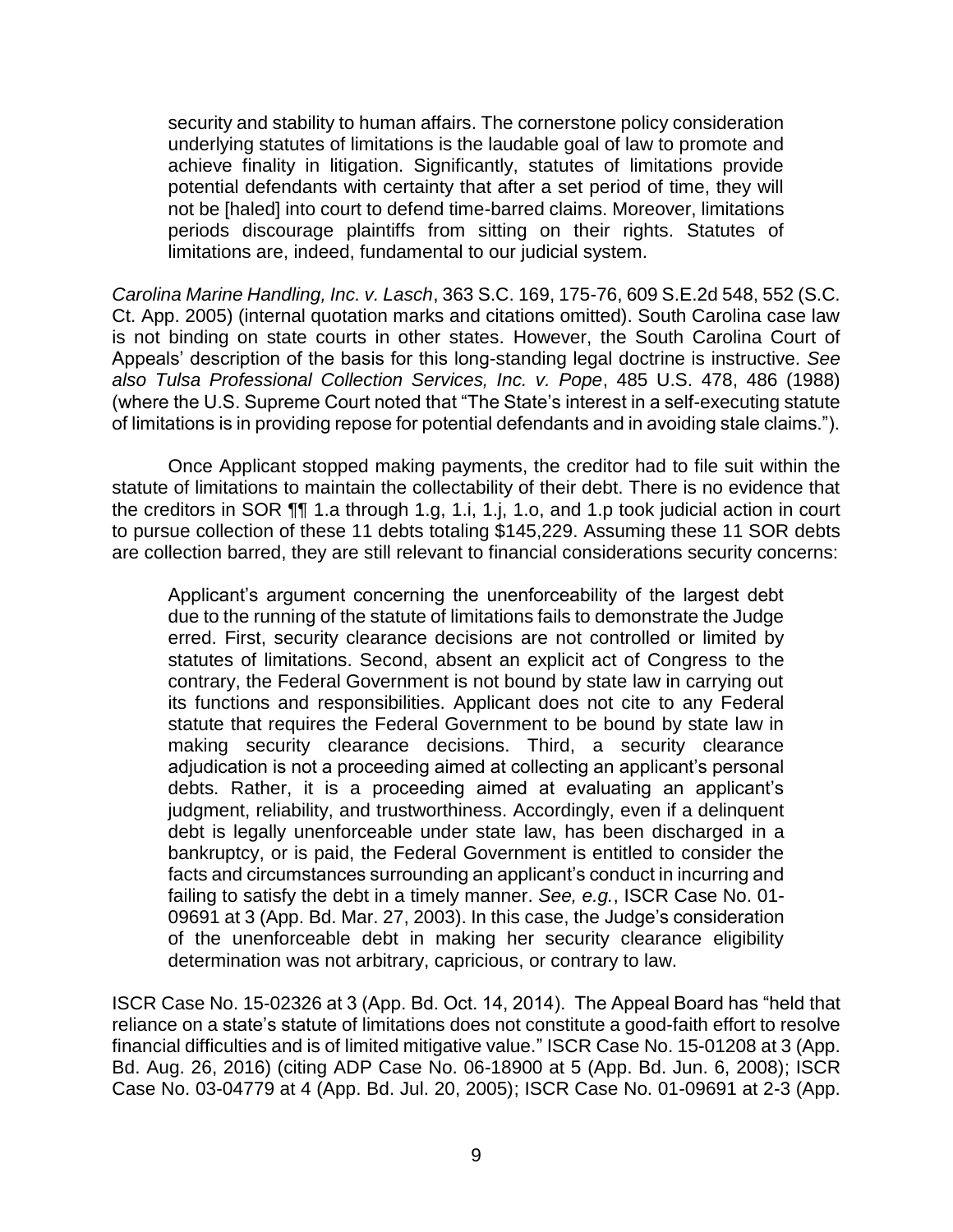> security and stability to human affairs. The cornerstone policy consideration underlying statutes of limitations is the laudable goal of law to promote and achieve finality in litigation. Significantly, statutes of limitations provide potential defendants with certainty that after a set period of time, they will not be [haled] into court to defend time-barred claims. Moreover, limitations periods discourage plaintiffs from sitting on their rights. Statutes of limitations are, indeed, fundamental to our judicial system.

*Carolina Marine Handling, Inc. v. Lasch*, 363 S.C. 169, 175-76, 609 S.E.2d 548, 552 (S.C. Ct. App. 2005) (internal quotation marks and citations omitted). South Carolina case law is not binding on state courts in other states. However, the South Carolina Court of Appeals' description of the basis for this long-standing legal doctrine is instructive. *See also Tulsa Professional Collection Services, Inc. v. Pope*, 485 U.S. 478, 486 (1988) (where the U.S. Supreme Court noted that "The State's interest in a self-executing statute of limitations is in providing repose for potential defendants and in avoiding stale claims.").

Once Applicant stopped making payments, the creditor had to file suit within the statute of limitations to maintain the collectability of their debt. There is no evidence that the creditors in SOR ¶¶ 1.a through 1.g, 1.i, 1.j, 1.o, and 1.p took judicial action in court to pursue collection of these 11 debts totaling $145,229. Assuming these 11 SOR debts are collection barred, they are still relevant to financial considerations security concerns:

> Applicant's argument concerning the unenforceability of the largest debt due to the running of the statute of limitations fails to demonstrate the Judge erred. First, security clearance decisions are not controlled or limited by statutes of limitations. Second, absent an explicit act of Congress to the contrary, the Federal Government is not bound by state law in carrying out its functions and responsibilities. Applicant does not cite to any Federal statute that requires the Federal Government to be bound by state law in making security clearance decisions. Third, a security clearance adjudication is not a proceeding aimed at collecting an applicant's personal debts. Rather, it is a proceeding aimed at evaluating an applicant's judgment, reliability, and trustworthiness. Accordingly, even if a delinquent debt is legally unenforceable under state law, has been discharged in a bankruptcy, or is paid, the Federal Government is entitled to consider the facts and circumstances surrounding an applicant's conduct in incurring and failing to satisfy the debt in a timely manner. *See, e.g.*, ISCR Case No. 01-09691 at 3 (App. Bd. Mar. 27, 2003). In this case, the Judge's consideration of the unenforceable debt in making her security clearance eligibility determination was not arbitrary, capricious, or contrary to law.

ISCR Case No. 15-02326 at 3 (App. Bd. Oct. 14, 2014). The Appeal Board has "held that reliance on a state's statute of limitations does not constitute a good-faith effort to resolve financial difficulties and is of limited mitigative value." ISCR Case No. 15-01208 at 3 (App. Bd. Aug. 26, 2016) (citing ADP Case No. 06-18900 at 5 (App. Bd. Jun. 6, 2008); ISCR Case No. 03-04779 at 4 (App. Bd. Jul. 20, 2005); ISCR Case No. 01-09691 at 2-3 (App.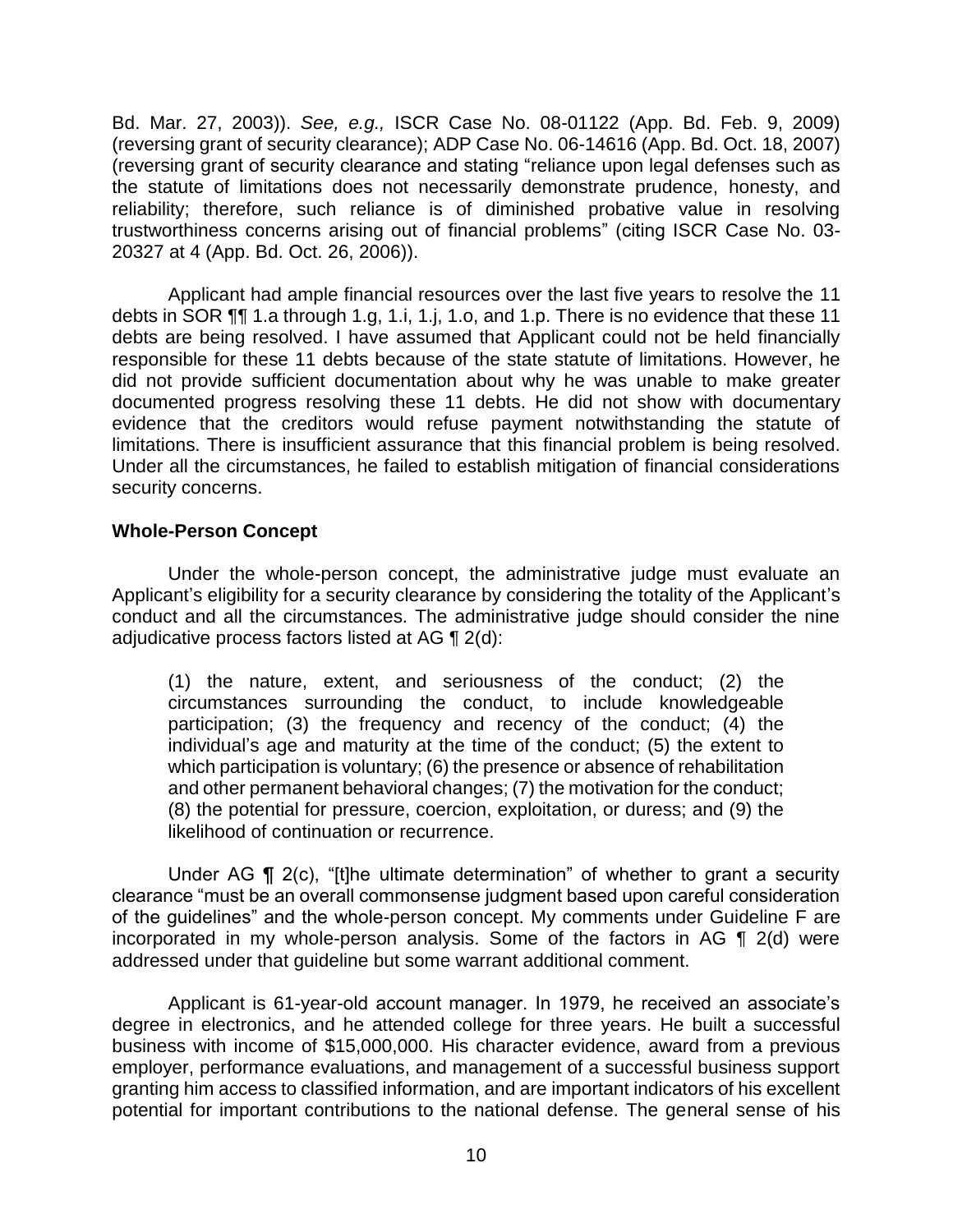Bd. Mar. 27, 2003)). *See, e.g.,* ISCR Case No. 08-01122 (App. Bd. Feb. 9, 2009) (reversing grant of security clearance); ADP Case No. 06-14616 (App. Bd. Oct. 18, 2007) (reversing grant of security clearance and stating "reliance upon legal defenses such as the statute of limitations does not necessarily demonstrate prudence, honesty, and reliability; therefore, such reliance is of diminished probative value in resolving trustworthiness concerns arising out of financial problems" (citing ISCR Case No. 03-20327 at 4 (App. Bd. Oct. 26, 2006)).

Applicant had ample financial resources over the last five years to resolve the 11 debts in SOR ¶¶ 1.a through 1.g, 1.i, 1.j, 1.o, and 1.p. There is no evidence that these 11 debts are being resolved. I have assumed that Applicant could not be held financially responsible for these 11 debts because of the state statute of limitations. However, he did not provide sufficient documentation about why he was unable to make greater documented progress resolving these 11 debts. He did not show with documentary evidence that the creditors would refuse payment notwithstanding the statute of limitations. There is insufficient assurance that this financial problem is being resolved. Under all the circumstances, he failed to establish mitigation of financial considerations security concerns.

## Whole-Person Concept

Under the whole-person concept, the administrative judge must evaluate an Applicant's eligibility for a security clearance by considering the totality of the Applicant's conduct and all the circumstances. The administrative judge should consider the nine adjudicative process factors listed at AG ¶ 2(d):

> (1) the nature, extent, and seriousness of the conduct; (2) the circumstances surrounding the conduct, to include knowledgeable participation; (3) the frequency and recency of the conduct; (4) the individual's age and maturity at the time of the conduct; (5) the extent to which participation is voluntary; (6) the presence or absence of rehabilitation and other permanent behavioral changes; (7) the motivation for the conduct; (8) the potential for pressure, coercion, exploitation, or duress; and (9) the likelihood of continuation or recurrence.

Under AG ¶ 2(c), "[t]he ultimate determination" of whether to grant a security clearance "must be an overall commonsense judgment based upon careful consideration of the guidelines" and the whole-person concept. My comments under Guideline F are incorporated in my whole-person analysis. Some of the factors in AG ¶ 2(d) were addressed under that guideline but some warrant additional comment.

Applicant is 61-year-old account manager. In 1979, he received an associate's degree in electronics, and he attended college for three years. He built a successful business with income of $15,000,000. His character evidence, award from a previous employer, performance evaluations, and management of a successful business support granting him access to classified information, and are important indicators of his excellent potential for important contributions to the national defense. The general sense of his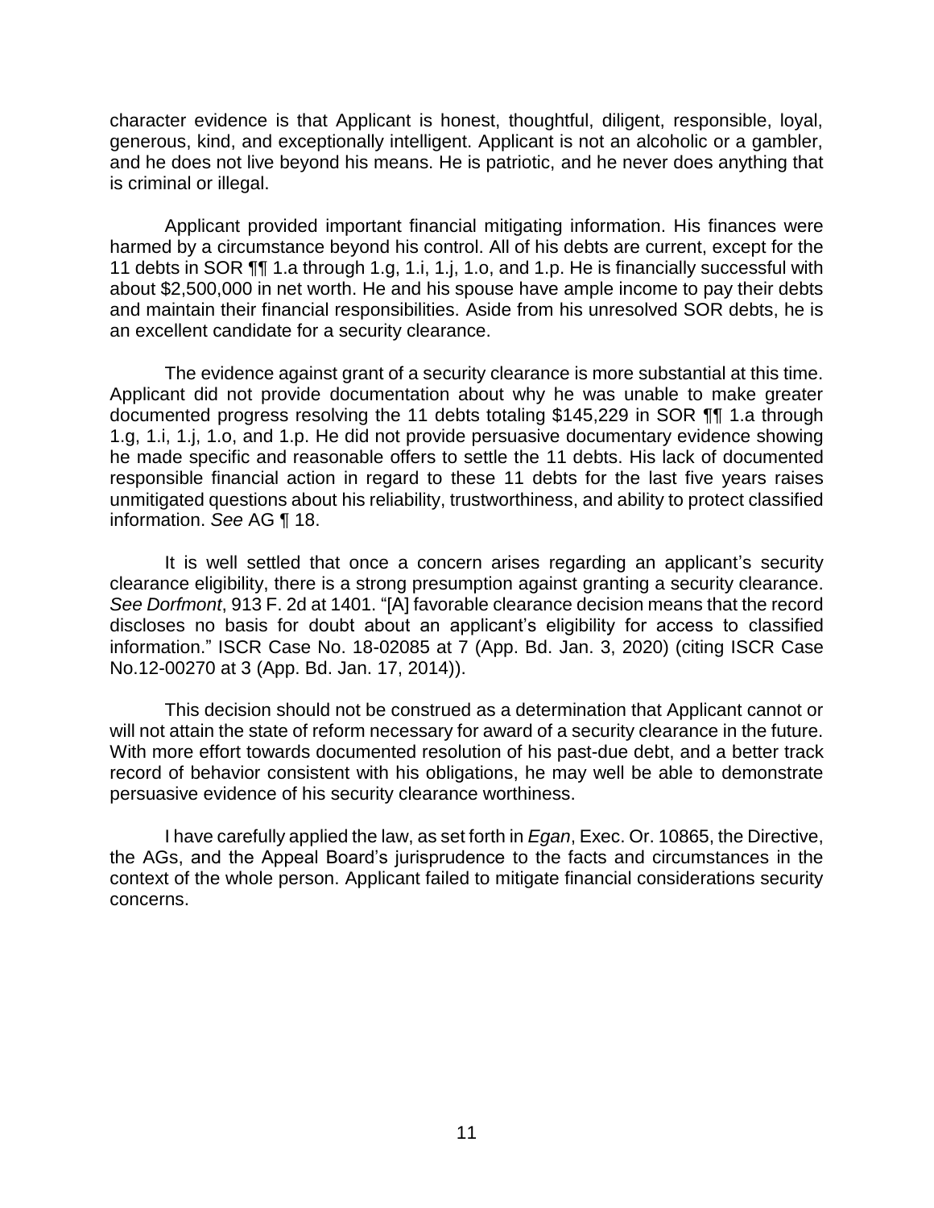character evidence is that Applicant is honest, thoughtful, diligent, responsible, loyal, generous, kind, and exceptionally intelligent. Applicant is not an alcoholic or a gambler, and he does not live beyond his means. He is patriotic, and he never does anything that is criminal or illegal.

Applicant provided important financial mitigating information. His finances were harmed by a circumstance beyond his control. All of his debts are current, except for the 11 debts in SOR ¶¶ 1.a through 1.g, 1.i, 1.j, 1.o, and 1.p. He is financially successful with about $2,500,000 in net worth. He and his spouse have ample income to pay their debts and maintain their financial responsibilities. Aside from his unresolved SOR debts, he is an excellent candidate for a security clearance.

The evidence against grant of a security clearance is more substantial at this time. Applicant did not provide documentation about why he was unable to make greater documented progress resolving the 11 debts totaling $145,229 in SOR ¶¶ 1.a through 1.g, 1.i, 1.j, 1.o, and 1.p. He did not provide persuasive documentary evidence showing he made specific and reasonable offers to settle the 11 debts. His lack of documented responsible financial action in regard to these 11 debts for the last five years raises unmitigated questions about his reliability, trustworthiness, and ability to protect classified information. *See* AG ¶ 18.

It is well settled that once a concern arises regarding an applicant's security clearance eligibility, there is a strong presumption against granting a security clearance. *See Dorfmont*, 913 F. 2d at 1401. "[A] favorable clearance decision means that the record discloses no basis for doubt about an applicant's eligibility for access to classified information." ISCR Case No. 18-02085 at 7 (App. Bd. Jan. 3, 2020) (citing ISCR Case No.12-00270 at 3 (App. Bd. Jan. 17, 2014)).

This decision should not be construed as a determination that Applicant cannot or will not attain the state of reform necessary for award of a security clearance in the future. With more effort towards documented resolution of his past-due debt, and a better track record of behavior consistent with his obligations, he may well be able to demonstrate persuasive evidence of his security clearance worthiness.

I have carefully applied the law, as set forth in *Egan*, Exec. Or. 10865, the Directive, the AGs, and the Appeal Board's jurisprudence to the facts and circumstances in the context of the whole person. Applicant failed to mitigate financial considerations security concerns.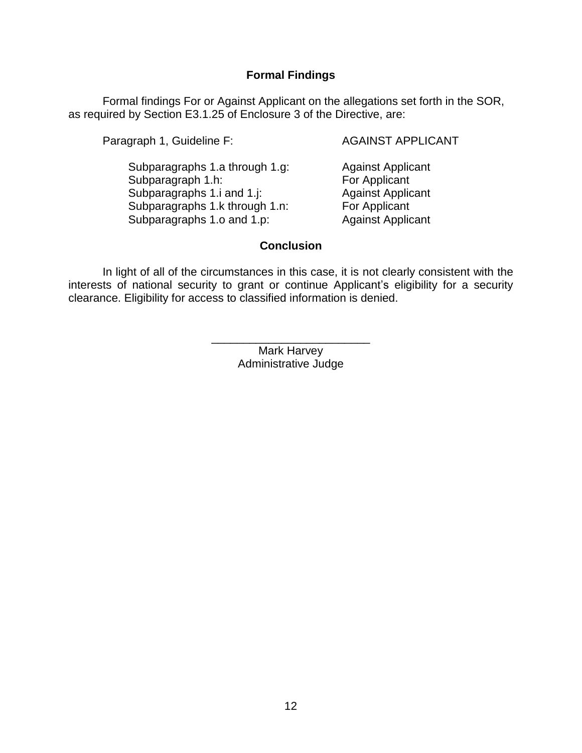## Formal Findings

Formal findings For or Against Applicant on the allegations set forth in the SOR, as required by Section E3.1.25 of Enclosure 3 of the Directive, are:

| | |
|---|---|
| Paragraph 1, Guideline F: | AGAINST APPLICANT |
| Subparagraphs 1.a through 1.g: | Against Applicant |
| Subparagraph 1.h: | For Applicant |
| Subparagraphs 1.i and 1.j: | Against Applicant |
| Subparagraphs 1.k through 1.n: | For Applicant |
| Subparagraphs 1.o and 1.p: | Against Applicant |

## Conclusion

In light of all of the circumstances in this case, it is not clearly consistent with the interests of national security to grant or continue Applicant's eligibility for a security clearance. Eligibility for access to classified information is denied.

_________________________
Mark Harvey
Administrative Judge